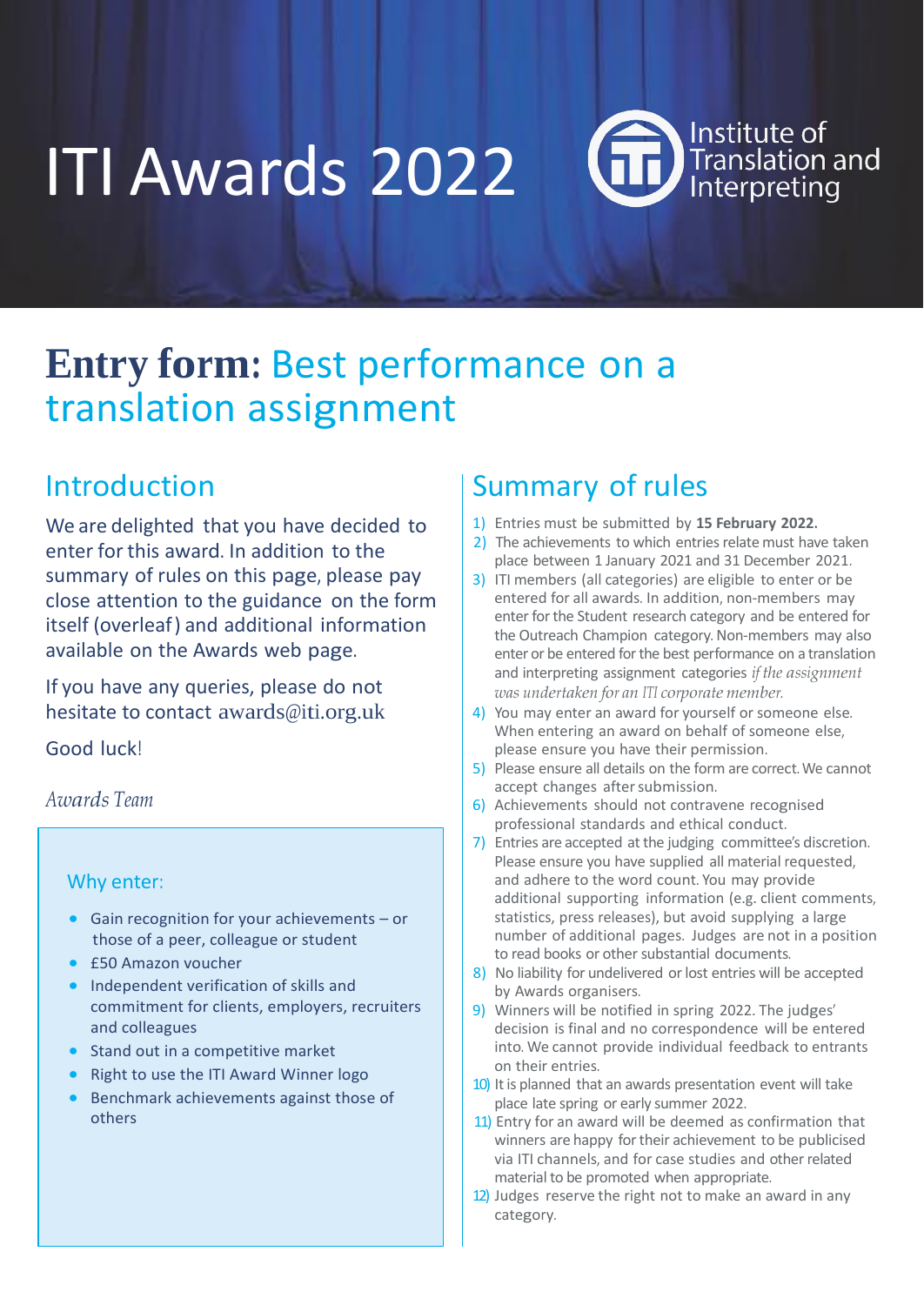# ITI Awards 2022

Institute of Translation and Interpreting

## **Entry form:** Best performance on a translation assignment

## Introduction

We are delighted that you have decided to enter for this award. In addition to the summary of rules on this page, please pay close attention to the guidance on the form itself (overleaf) and additional information available on the Awards web page.

If you have any queries, please do not hesitate to contact awards@iti.org.uk

Good luck!

*Awards Team*

### Why enter:

- Gain recognition for your achievements – or those of a peer, colleague or student
- £50 Amazon voucher
- Independent verification of skills and commitment for clients, employers, recruiters and colleagues
- Stand out in a competitive market
- Right to use the ITI Award Winner logo
- Benchmark achievements against those of others

## Summary of rules

1) Entries must be submitted by **15 February 2022.**
2) The achievements to which entries relate must have taken place between 1 January 2021 and 31 December 2021.
3) ITI members (all categories) are eligible to enter or be entered for all awards. In addition, non-members may enter for the Student research category and be entered for the Outreach Champion category. Non-members may also enter or be entered for the best performance on a translation and interpreting assignment categories *if the assignment was undertaken for an ITI corporate member.*
4) You may enter an award for yourself or someone else. When entering an award on behalf of someone else, please ensure you have their permission.
5) Please ensure all details on the form are correct. We cannot accept changes after submission.
6) Achievements should not contravene recognised professional standards and ethical conduct.
7) Entries are accepted at the judging committee's discretion. Please ensure you have supplied all material requested, and adhere to the word count. You may provide additional supporting information (e.g. client comments, statistics, press releases), but avoid supplying a large number of additional pages. Judges are not in a position to read books or other substantial documents.
8) No liability for undelivered or lost entries will be accepted by Awards organisers.
9) Winners will be notified in spring 2022. The judges' decision is final and no correspondence will be entered into. We cannot provide individual feedback to entrants on their entries.
10) It is planned that an awards presentation event will take place late spring or early summer 2022.
11) Entry for an award will be deemed as confirmation that winners are happy for their achievement to be publicised via ITI channels, and for case studies and other related material to be promoted when appropriate.
12) Judges reserve the right not to make an award in any category.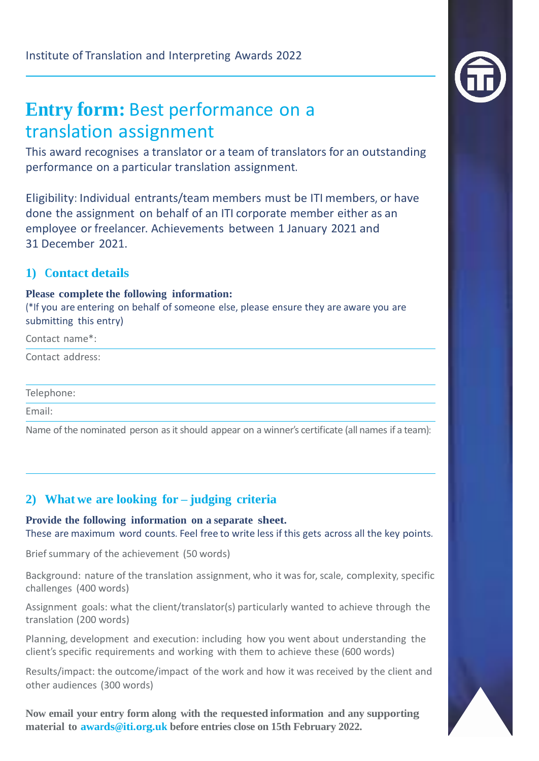Institute of Translation and Interpreting Awards 2022

# **Entry form:** Best performance on a translation assignment

This award recognises a translator or a team of translators for an outstanding performance on a particular translation assignment.

Eligibility: Individual entrants/team members must be ITI members, or have done the assignment on behalf of an ITI corporate member either as an employee or freelancer. Achievements between 1 January 2021 and 31 December 2021.

## 1) Contact details

**Please complete the following information:**

(*If you are entering on behalf of someone else, please ensure they are aware you are submitting this entry)

Contact name*:

Contact address:

Telephone:

Email:

Name of the nominated person as it should appear on a winner's certificate (all names if a team):

## 2) What we are looking for – judging criteria

**Provide the following information on a separate sheet.**

These are maximum word counts. Feel free to write less if this gets across all the key points.

Brief summary of the achievement (50 words)

Background: nature of the translation assignment, who it was for, scale, complexity, specific challenges (400 words)

Assignment goals: what the client/translator(s) particularly wanted to achieve through the translation (200 words)

Planning, development and execution: including how you went about understanding the client's specific requirements and working with them to achieve these (600 words)

Results/impact: the outcome/impact of the work and how it was received by the client and other audiences (300 words)

**Now email your entry form along with the requested information and any supporting material to awards@iti.org.uk before entries close on 15th February 2022.**